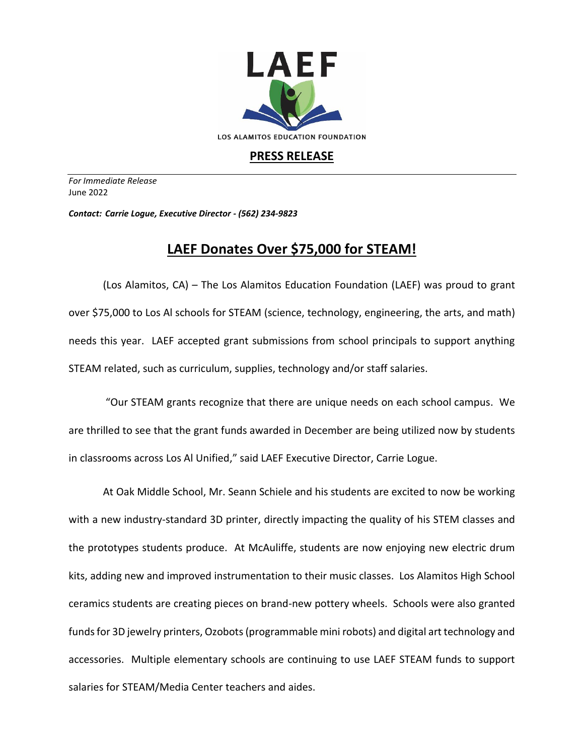LAEF

LOS ALAMITOS EDUCATION FOUNDATION

**PRESS RELEASE**

*For Immediate Release*
June 2022

***Contact: Carrie Logue, Executive Director - (562) 234-9823***

# LAEF Donates Over $75,000 for STEAM!

(Los Alamitos, CA) – The Los Alamitos Education Foundation (LAEF) was proud to grant over $75,000 to Los Al schools for STEAM (science, technology, engineering, the arts, and math) needs this year. LAEF accepted grant submissions from school principals to support anything STEAM related, such as curriculum, supplies, technology and/or staff salaries.

"Our STEAM grants recognize that there are unique needs on each school campus. We are thrilled to see that the grant funds awarded in December are being utilized now by students in classrooms across Los Al Unified," said LAEF Executive Director, Carrie Logue.

At Oak Middle School, Mr. Seann Schiele and his students are excited to now be working with a new industry-standard 3D printer, directly impacting the quality of his STEM classes and the prototypes students produce. At McAuliffe, students are now enjoying new electric drum kits, adding new and improved instrumentation to their music classes. Los Alamitos High School ceramics students are creating pieces on brand-new pottery wheels. Schools were also granted funds for 3D jewelry printers, Ozobots (programmable mini robots) and digital art technology and accessories. Multiple elementary schools are continuing to use LAEF STEAM funds to support salaries for STEAM/Media Center teachers and aides.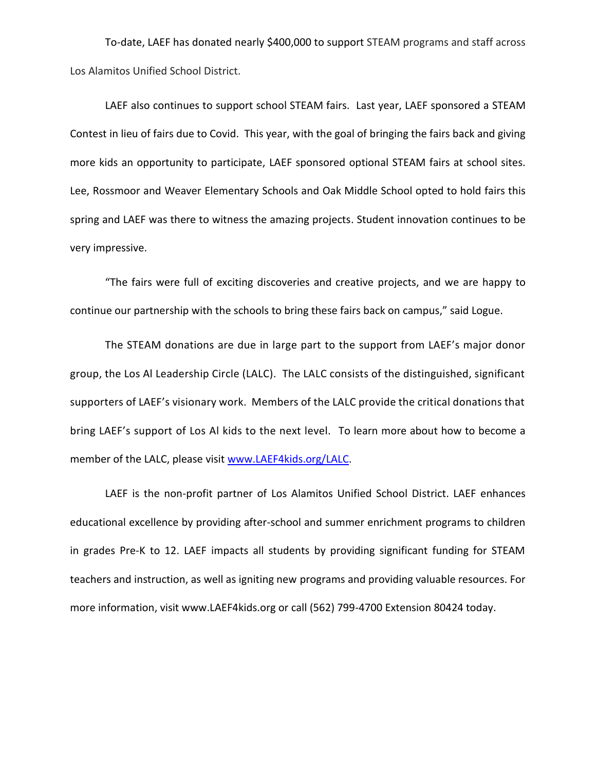To-date, LAEF has donated nearly $400,000 to support STEAM programs and staff across Los Alamitos Unified School District.

LAEF also continues to support school STEAM fairs. Last year, LAEF sponsored a STEAM Contest in lieu of fairs due to Covid. This year, with the goal of bringing the fairs back and giving more kids an opportunity to participate, LAEF sponsored optional STEAM fairs at school sites. Lee, Rossmoor and Weaver Elementary Schools and Oak Middle School opted to hold fairs this spring and LAEF was there to witness the amazing projects. Student innovation continues to be very impressive.

"The fairs were full of exciting discoveries and creative projects, and we are happy to continue our partnership with the schools to bring these fairs back on campus," said Logue.

The STEAM donations are due in large part to the support from LAEF's major donor group, the Los Al Leadership Circle (LALC). The LALC consists of the distinguished, significant supporters of LAEF's visionary work. Members of the LALC provide the critical donations that bring LAEF's support of Los Al kids to the next level. To learn more about how to become a member of the LALC, please visit [www.LAEF4kids.org/LALC](www.LAEF4kids.org/LALC).

LAEF is the non-profit partner of Los Alamitos Unified School District. LAEF enhances educational excellence by providing after-school and summer enrichment programs to children in grades Pre-K to 12. LAEF impacts all students by providing significant funding for STEAM teachers and instruction, as well as igniting new programs and providing valuable resources. For more information, visit www.LAEF4kids.org or call (562) 799-4700 Extension 80424 today.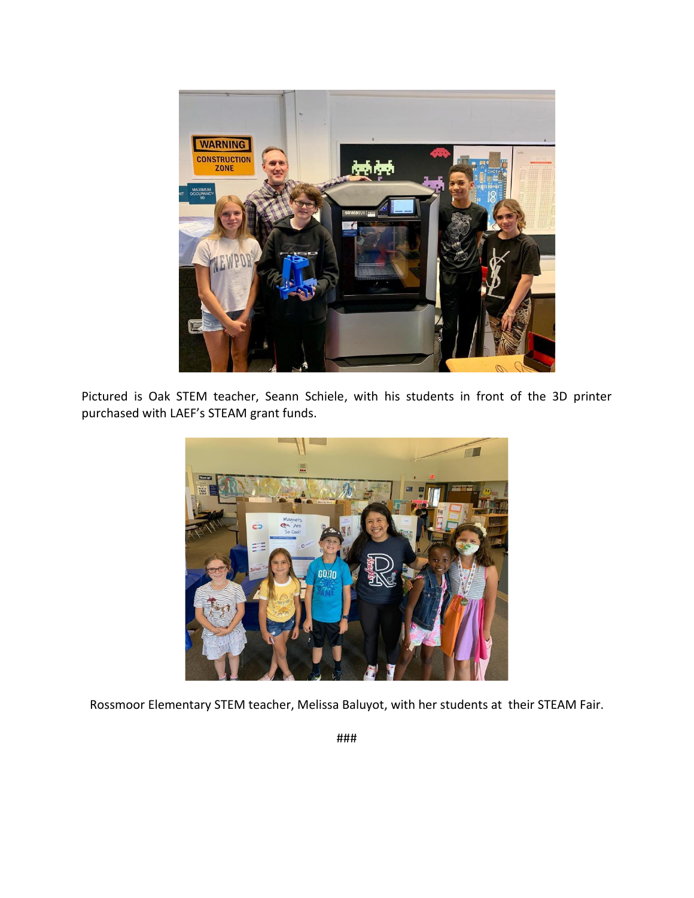Pictured is Oak STEM teacher, Seann Schiele, with his students in front of the 3D printer purchased with LAEF's STEAM grant funds.

Rossmoor Elementary STEM teacher, Melissa Baluyot, with her students at their STEAM Fair.

###